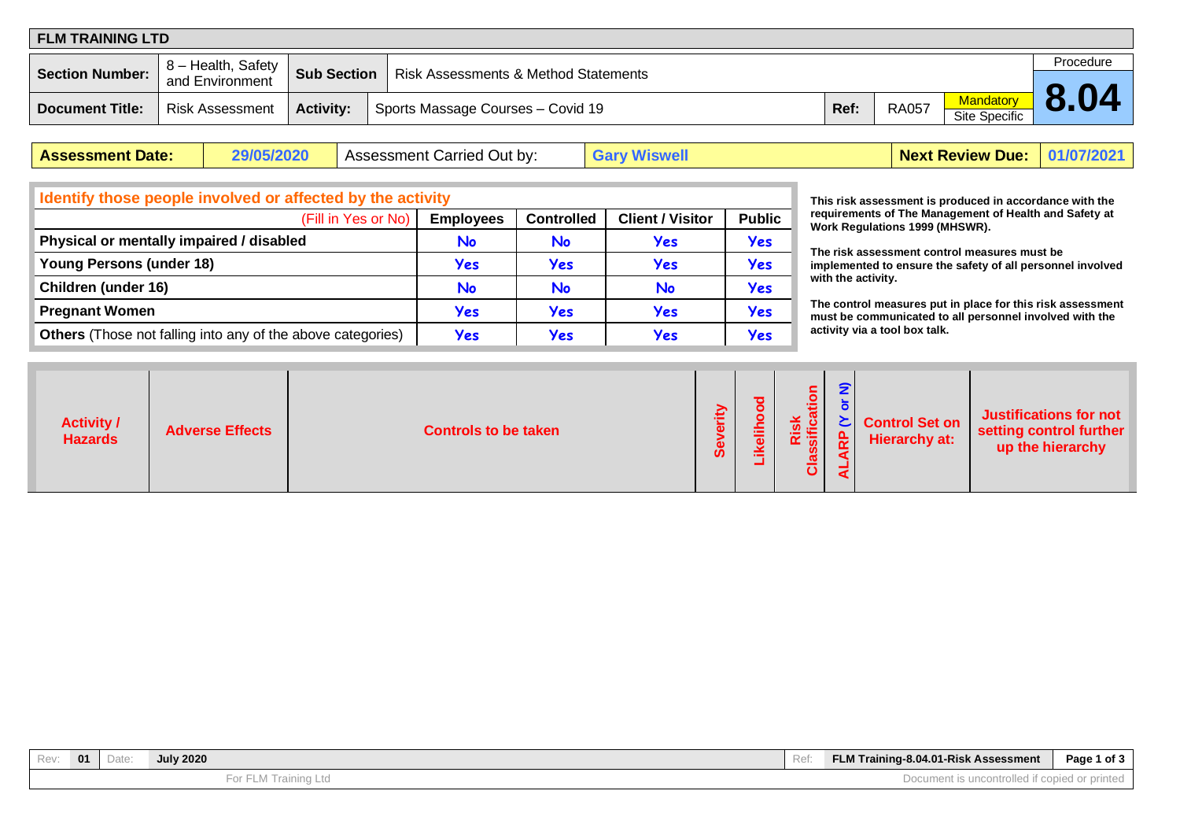**FLM TRAINING LTD**

| Section Number: | 8 – Health, Safety and Environment | Sub Section | Risk Assessments & Method Statements | | | | Procedure |
|---|---|---|---|---|---|---|---|
| **Document Title:** | Risk Assessment | **Activity:** | Sports Massage Courses – Covid 19 | **Ref:** | RA057 | Mandatory / Site Specific | **8.04** |

| Assessment Date: | 29/05/2020 | Assessment Carried Out by: | Gary Wiswell | Next Review Due: | 01/07/2021 |
|---|---|---|---|---|---|

**Identify those people involved or affected by the activity**

| (Fill in Yes or No) | Employees | Controlled | Client / Visitor | Public |
|---|---|---|---|---|
| **Physical or mentally impaired / disabled** | No | No | Yes | Yes |
| **Young Persons (under 18)** | Yes | Yes | Yes | Yes |
| **Children (under 16)** | No | No | No | Yes |
| **Pregnant Women** | Yes | Yes | Yes | Yes |
| **Others** (Those not falling into any of the above categories) | Yes | Yes | Yes | Yes |

**This risk assessment is produced in accordance with the requirements of The Management of Health and Safety at Work Regulations 1999 (MHSWR).**

**The risk assessment control measures must be implemented to ensure the safety of all personnel involved with the activity.**

**The control measures put in place for this risk assessment must be communicated to all personnel involved with the activity via a tool box talk.**

| Activity / Hazards | Adverse Effects | Controls to be taken | Severity | Likelihood | Risk Classification | ALARP (Y or N) | Control Set on Hierarchy at: | Justifications for not setting control further up the hierarchy |
|---|---|---|---|---|---|---|---|---|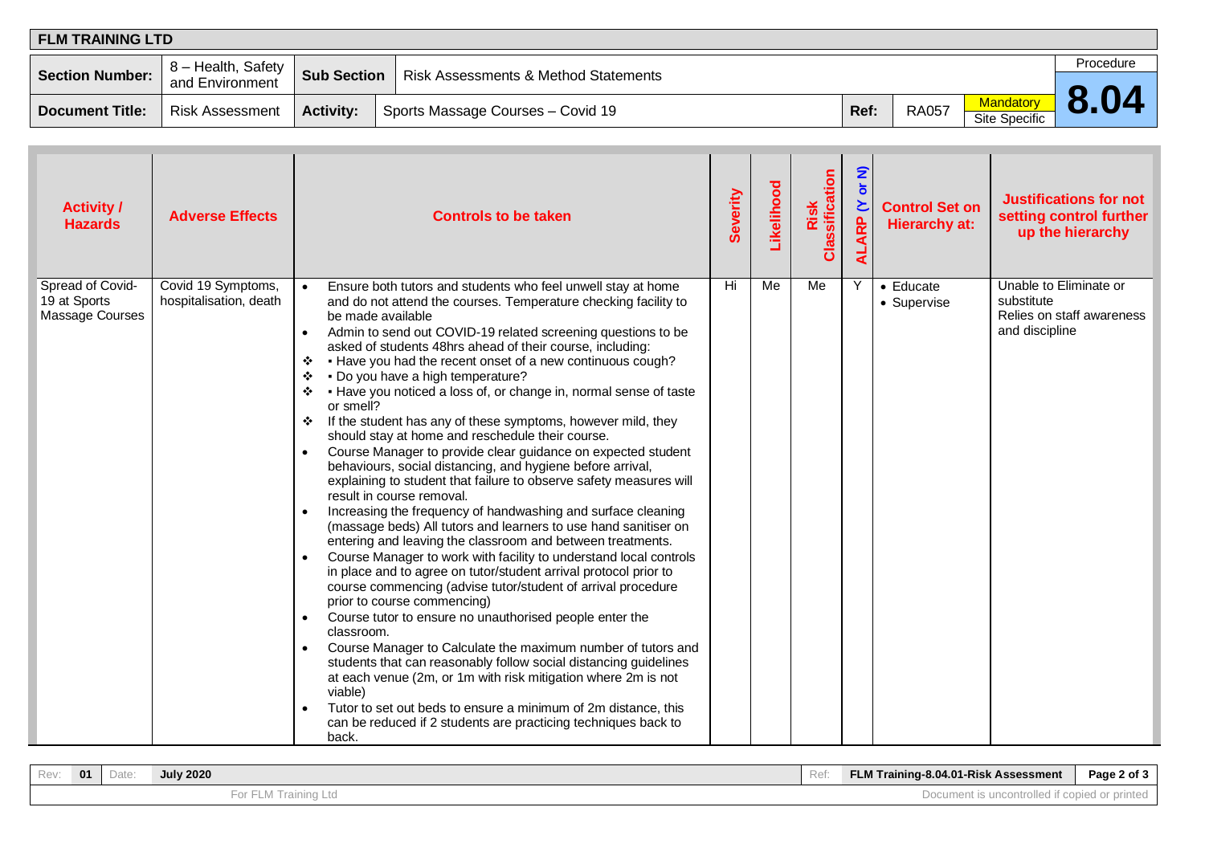**FLM TRAINING LTD**

| Section Number: | 8 – Health, Safety and Environment | Sub Section | Risk Assessments & Method Statements | | | | Procedure |
|---|---|---|---|---|---|---|---|
| **Document Title:** | Risk Assessment | **Activity:** | Sports Massage Courses – Covid 19 | **Ref:** | RA057 | Mandatory / Site Specific | **8.04** |

| Activity / Hazards | Adverse Effects | Controls to be taken | Severity | Likelihood | Risk Classification | ALARP (Y or N) | Control Set on Hierarchy at: | Justifications for not setting control further up the hierarchy |
|---|---|---|---|---|---|---|---|---|
| Spread of Covid-19 at Sports Massage Courses | Covid 19 Symptoms, hospitalisation, death | • Ensure both tutors and students who feel unwell stay at home and do not attend the courses. Temperature checking facility to be made available<br>• Admin to send out COVID-19 related screening questions to be asked of students 48hrs ahead of their course, including:<br>❖ ▪ Have you had the recent onset of a new continuous cough?<br>❖ ▪ Do you have a high temperature?<br>❖ ▪ Have you noticed a loss of, or change in, normal sense of taste or smell?<br>❖ If the student has any of these symptoms, however mild, they should stay at home and reschedule their course.<br>• Course Manager to provide clear guidance on expected student behaviours, social distancing, and hygiene before arrival, explaining to student that failure to observe safety measures will result in course removal.<br>• Increasing the frequency of handwashing and surface cleaning (massage beds) All tutors and learners to use hand sanitiser on entering and leaving the classroom and between treatments.<br>• Course Manager to work with facility to understand local controls in place and to agree on tutor/student arrival protocol prior to course commencing (advise tutor/student of arrival procedure prior to course commencing)<br>• Course tutor to ensure no unauthorised people enter the classroom.<br>• Course Manager to Calculate the maximum number of tutors and students that can reasonably follow social distancing guidelines at each venue (2m, or 1m with risk mitigation where 2m is not viable)<br>• Tutor to set out beds to ensure a minimum of 2m distance, this can be reduced if 2 students are practicing techniques back to back. | Hi | Me | Me | Y | • Educate<br>• Supervise | Unable to Eliminate or substitute<br>Relies on staff awareness and discipline |

Rev: 01 Date: July 2020 Ref: FLM Training-8.04.01-Risk Assessment

For FLM Training Ltd — Document is uncontrolled if copied or printed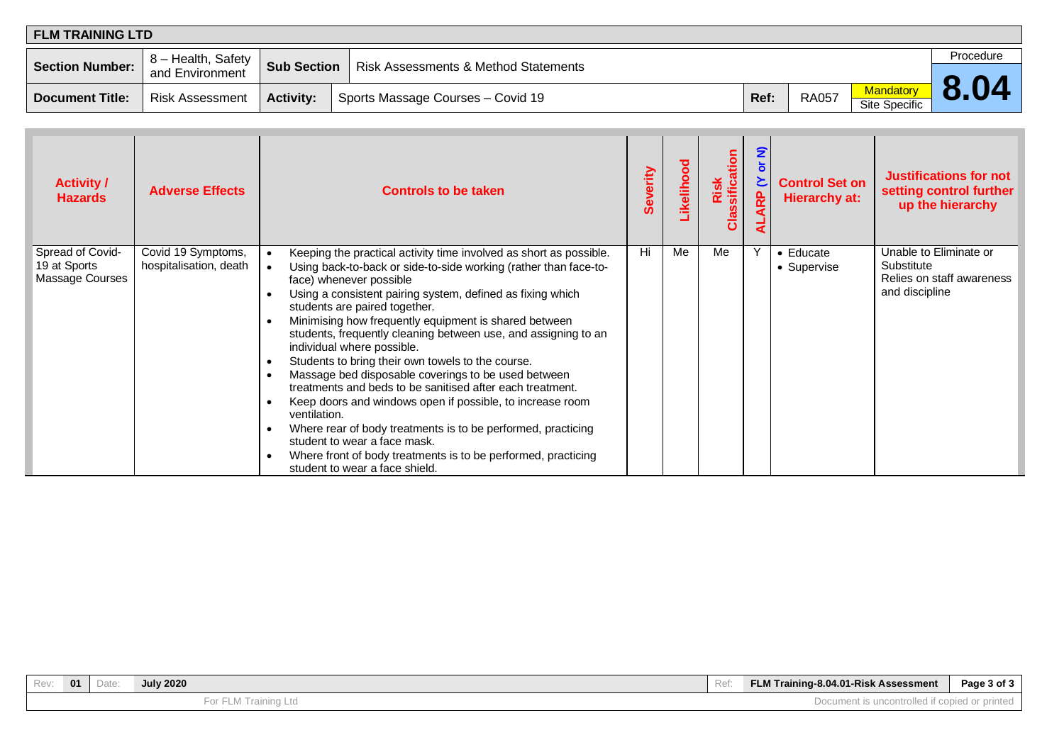**FLM TRAINING LTD**

| | | | | | | | | |
|---|---|---|---|---|---|---|---|---|
| **Section Number:** | 8 – Health, Safety and Environment | **Sub Section** | Risk Assessments & Method Statements | | | | Procedure | |
| **Document Title:** | Risk Assessment | **Activity:** | Sports Massage Courses – Covid 19 | **Ref:** | RA057 | Mandatory / Site Specific | **8.04** | |

| Activity / Hazards | Adverse Effects | Controls to be taken | Severity | Likelihood | Risk Classification | ALARP (Y or N) | Control Set on Hierarchy at: | Justifications for not setting control further up the hierarchy |
|---|---|---|---|---|---|---|---|---|
| Spread of Covid-19 at Sports Massage Courses | Covid 19 Symptoms, hospitalisation, death | • Keeping the practical activity time involved as short as possible.<br>• Using back-to-back or side-to-side working (rather than face-to-face) whenever possible<br>• Using a consistent pairing system, defined as fixing which students are paired together.<br>• Minimising how frequently equipment is shared between students, frequently cleaning between use, and assigning to an individual where possible.<br>• Students to bring their own towels to the course.<br>• Massage bed disposable coverings to be used between treatments and beds to be sanitised after each treatment.<br>• Keep doors and windows open if possible, to increase room ventilation.<br>• Where rear of body treatments is to be performed, practicing student to wear a face mask.<br>• Where front of body treatments is to be performed, practicing student to wear a face shield. | Hi | Me | Me | Y | • Educate<br>• Supervise | Unable to Eliminate or Substitute<br>Relies on staff awareness and discipline |

Rev: 01 Date: July 2020 Ref: FLM Training-8.04.01-Risk Assessment

For FLM Training Ltd — Document is uncontrolled if copied or printed